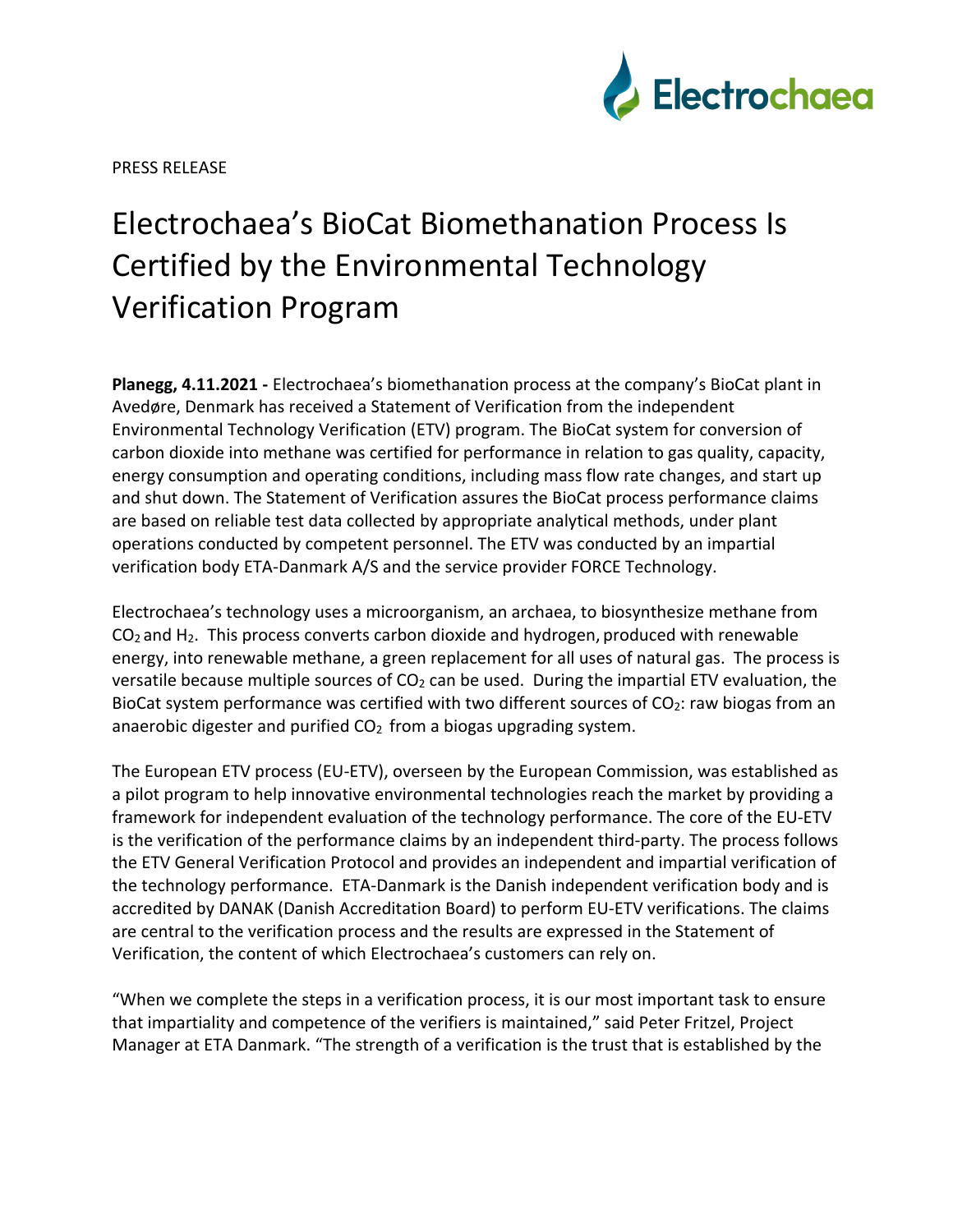PRESS RELEASE

# Electrochaea's BioCat Biomethanation Process Is Certified by the Environmental Technology Verification Program

**Planegg, 4.11.2021 -** Electrochaea's biomethanation process at the company's BioCat plant in Avedøre, Denmark has received a Statement of Verification from the independent Environmental Technology Verification (ETV) program. The BioCat system for conversion of carbon dioxide into methane was certified for performance in relation to gas quality, capacity, energy consumption and operating conditions, including mass flow rate changes, and start up and shut down. The Statement of Verification assures the BioCat process performance claims are based on reliable test data collected by appropriate analytical methods, under plant operations conducted by competent personnel. The ETV was conducted by an impartial verification body ETA-Danmark A/S and the service provider FORCE Technology.

Electrochaea's technology uses a microorganism, an archaea, to biosynthesize methane from $CO_2$ and $H_2$. This process converts carbon dioxide and hydrogen, produced with renewable energy, into renewable methane, a green replacement for all uses of natural gas. The process is versatile because multiple sources of $CO_2$ can be used. During the impartial ETV evaluation, the BioCat system performance was certified with two different sources of $CO_2$: raw biogas from an anaerobic digester and purified $CO_2$ from a biogas upgrading system.

The European ETV process (EU-ETV), overseen by the European Commission, was established as a pilot program to help innovative environmental technologies reach the market by providing a framework for independent evaluation of the technology performance. The core of the EU-ETV is the verification of the performance claims by an independent third-party. The process follows the ETV General Verification Protocol and provides an independent and impartial verification of the technology performance. ETA-Danmark is the Danish independent verification body and is accredited by DANAK (Danish Accreditation Board) to perform EU-ETV verifications. The claims are central to the verification process and the results are expressed in the Statement of Verification, the content of which Electrochaea's customers can rely on.

"When we complete the steps in a verification process, it is our most important task to ensure that impartiality and competence of the verifiers is maintained," said Peter Fritzel, Project Manager at ETA Danmark. "The strength of a verification is the trust that is established by the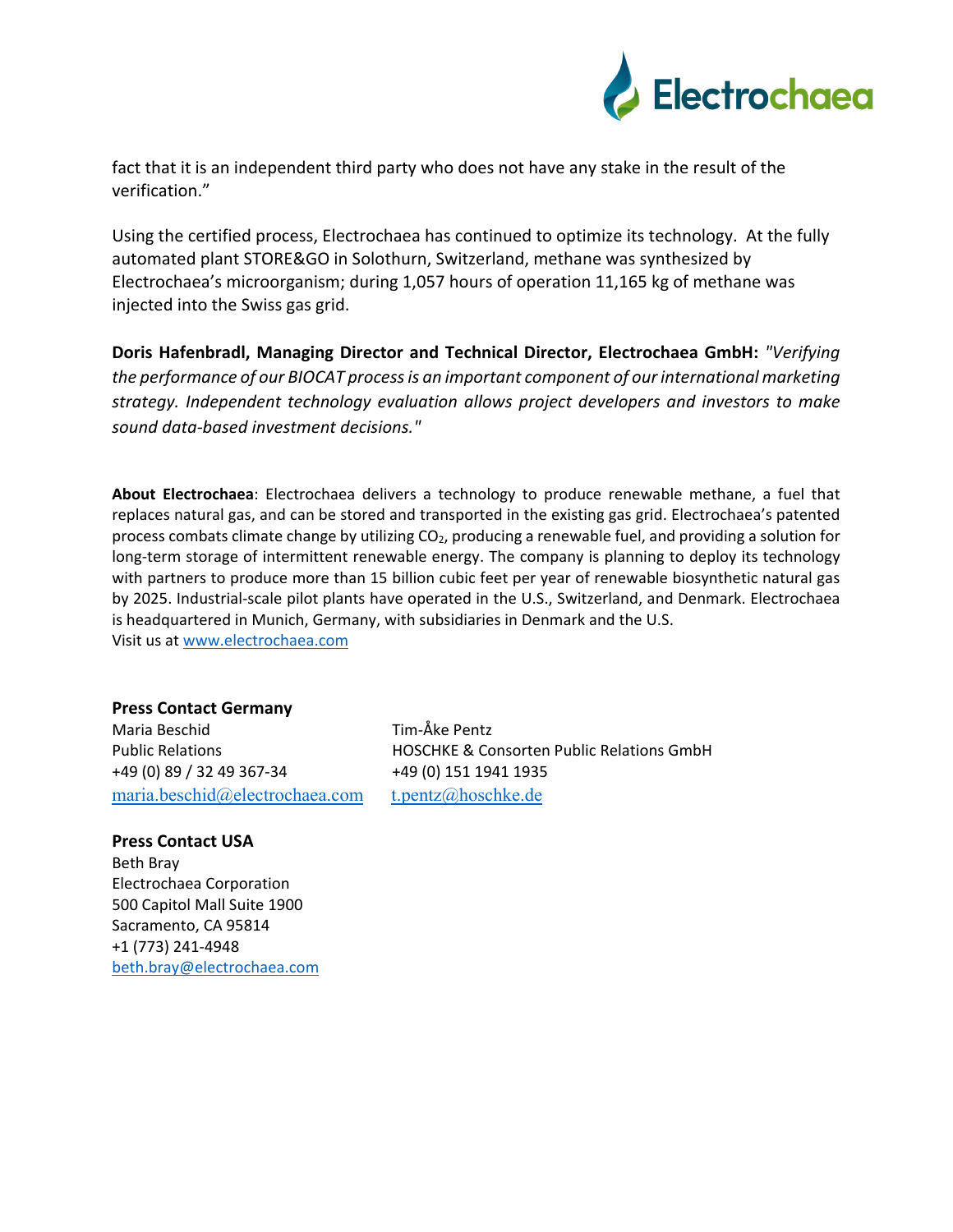fact that it is an independent third party who does not have any stake in the result of the verification."

Using the certified process, Electrochaea has continued to optimize its technology. At the fully automated plant STORE&GO in Solothurn, Switzerland, methane was synthesized by Electrochaea's microorganism; during 1,057 hours of operation 11,165 kg of methane was injected into the Swiss gas grid.

**Doris Hafenbradl, Managing Director and Technical Director, Electrochaea GmbH:** *"Verifying the performance of our BIOCAT process is an important component of our international marketing strategy. Independent technology evaluation allows project developers and investors to make sound data-based investment decisions."*

**About Electrochaea**: Electrochaea delivers a technology to produce renewable methane, a fuel that replaces natural gas, and can be stored and transported in the existing gas grid. Electrochaea's patented process combats climate change by utilizing $CO_2$, producing a renewable fuel, and providing a solution for long-term storage of intermittent renewable energy. The company is planning to deploy its technology with partners to produce more than 15 billion cubic feet per year of renewable biosynthetic natural gas by 2025. Industrial-scale pilot plants have operated in the U.S., Switzerland, and Denmark. Electrochaea is headquartered in Munich, Germany, with subsidiaries in Denmark and the U.S.
Visit us at www.electrochaea.com

**Press Contact Germany**

Maria Beschid
Public Relations
+49 (0) 89 / 32 49 367-34
maria.beschid@electrochaea.com

Tim-Åke Pentz
HOSCHKE & Consorten Public Relations GmbH
+49 (0) 151 1941 1935
t.pentz@hoschke.de

**Press Contact USA**

Beth Bray
Electrochaea Corporation
500 Capitol Mall Suite 1900
Sacramento, CA 95814
+1 (773) 241-4948
beth.bray@electrochaea.com